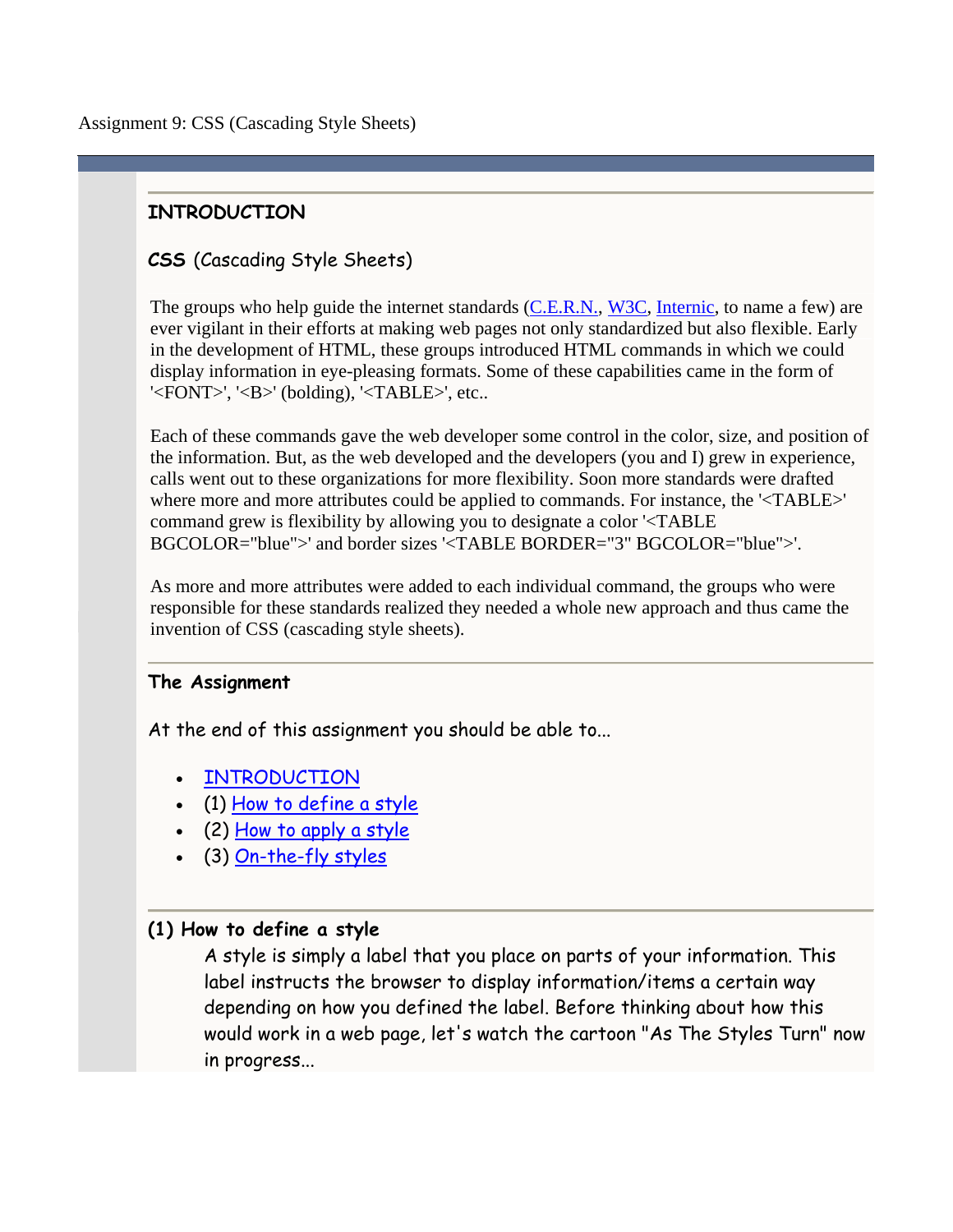Assignment 9: CSS (Cascading Style Sheets)

## INTRODUCTION

**CSS** (Cascading Style Sheets)

The groups who help guide the internet standards (C.E.R.N., W3C, Internic, to name a few) are ever vigilant in their efforts at making web pages not only standardized but also flexible. Early in the development of HTML, these groups introduced HTML commands in which we could display information in eye-pleasing formats. Some of these capabilities came in the form of '<FONT>', '<B>' (bolding), '<TABLE>', etc..

Each of these commands gave the web developer some control in the color, size, and position of the information. But, as the web developed and the developers (you and I) grew in experience, calls went out to these organizations for more flexibility. Soon more standards were drafted where more and more attributes could be applied to commands. For instance, the '<TABLE>' command grew is flexibility by allowing you to designate a color '<TABLE BGCOLOR="blue">' and border sizes '<TABLE BORDER="3" BGCOLOR="blue">'.

As more and more attributes were added to each individual command, the groups who were responsible for these standards realized they needed a whole new approach and thus came the invention of CSS (cascading style sheets).

## The Assignment

At the end of this assignment you should be able to...

- INTRODUCTION
- (1) How to define a style
- (2) How to apply a style
- (3) On-the-fly styles

## (1) How to define a style

A style is simply a label that you place on parts of your information. This label instructs the browser to display information/items a certain way depending on how you defined the label. Before thinking about how this would work in a web page, let's watch the cartoon "As The Styles Turn" now in progress...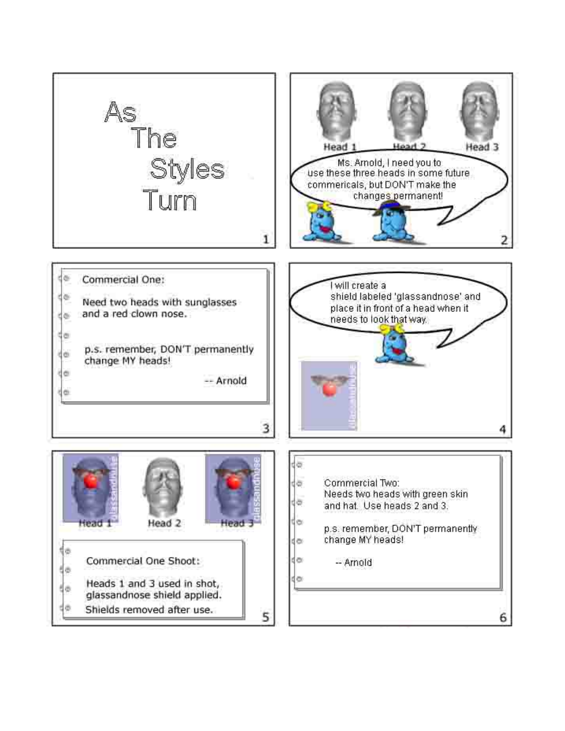As
The
Styles
Turn

Head 1 Head 2 Head 3

Ms. Arnold, I need you to use these three heads in some future commericals, but DON'T make the changes permanent!

Commercial One:

Need two heads with sunglasses and a red clown nose.

p.s. remember, DON'T permanently change MY heads!

-- Arnold

I will create a shield labeled 'glassandnose' and place it in front of a head when it needs to look that way.

glassandnose

Head 1 Head 2 Head 3

Commercial One Shoot:

Heads 1 and 3 used in shot, glassandnose shield applied.

Shields removed after use.

Commercial Two:
Needs two heads with green skin and hat. Use heads 2 and 3.

p.s. remember, DON'T permanently change MY heads!

-- Arnold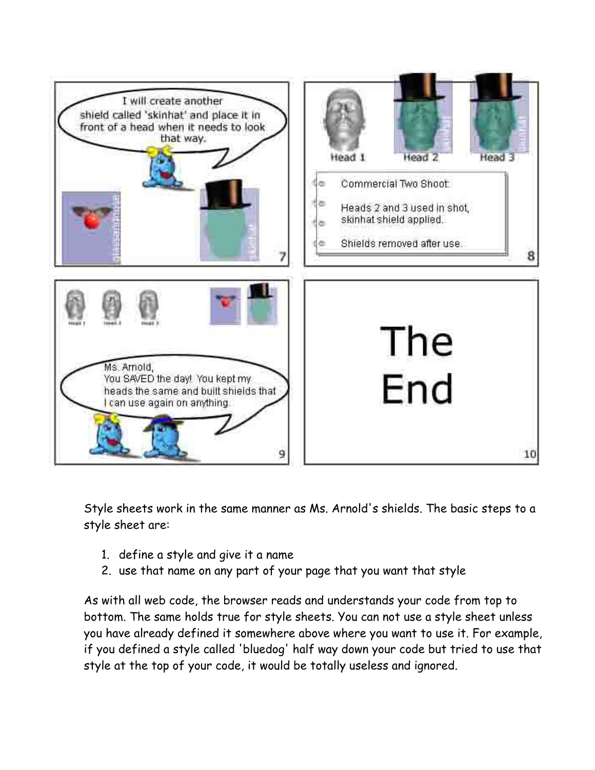Style sheets work in the same manner as Ms. Arnold's shields. The basic steps to a style sheet are:

1. define a style and give it a name
2. use that name on any part of your page that you want that style

As with all web code, the browser reads and understands your code from top to bottom. The same holds true for style sheets. You can not use a style sheet unless you have already defined it somewhere above where you want to use it. For example, if you defined a style called 'bluedog' half way down your code but tried to use that style at the top of your code, it would be totally useless and ignored.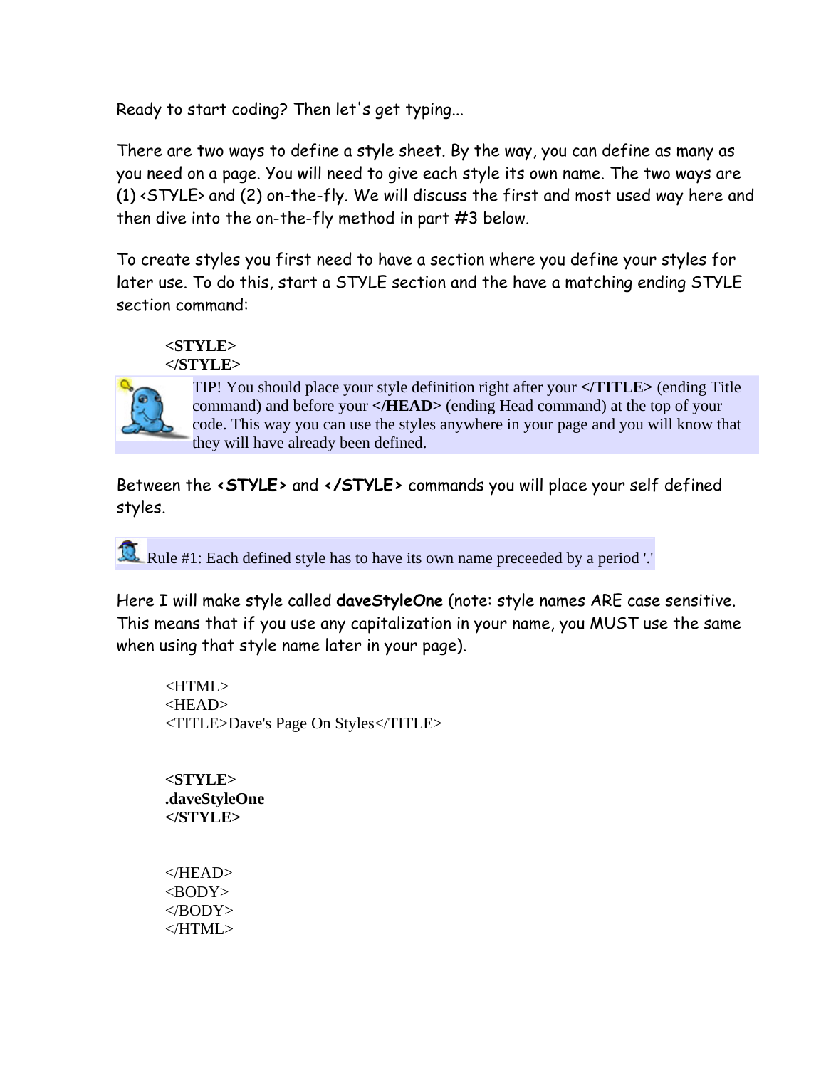Ready to start coding? Then let's get typing...

There are two ways to define a style sheet. By the way, you can define as many as you need on a page. You will need to give each style its own name. The two ways are (1) <STYLE> and (2) on-the-fly. We will discuss the first and most used way here and then dive into the on-the-fly method in part #3 below.

To create styles you first need to have a section where you define your styles for later use. To do this, start a STYLE section and the have a matching ending STYLE section command:

```
<STYLE>
</STYLE>
```

TIP! You should place your style definition right after your **</TITLE>** (ending Title command) and before your **</HEAD>** (ending Head command) at the top of your code. This way you can use the styles anywhere in your page and you will know that they will have already been defined.

Between the **<STYLE>** and **</STYLE>** commands you will place your self defined styles.

Rule #1: Each defined style has to have its own name preceeded by a period '.'

Here I will make style called **daveStyleOne** (note: style names ARE case sensitive. This means that if you use any capitalization in your name, you MUST use the same when using that style name later in your page).

```
<HTML>
<HEAD>
<TITLE>Dave's Page On Styles</TITLE>


<STYLE>
.daveStyleOne
</STYLE>


</HEAD>
<BODY>
</BODY>
</HTML>
```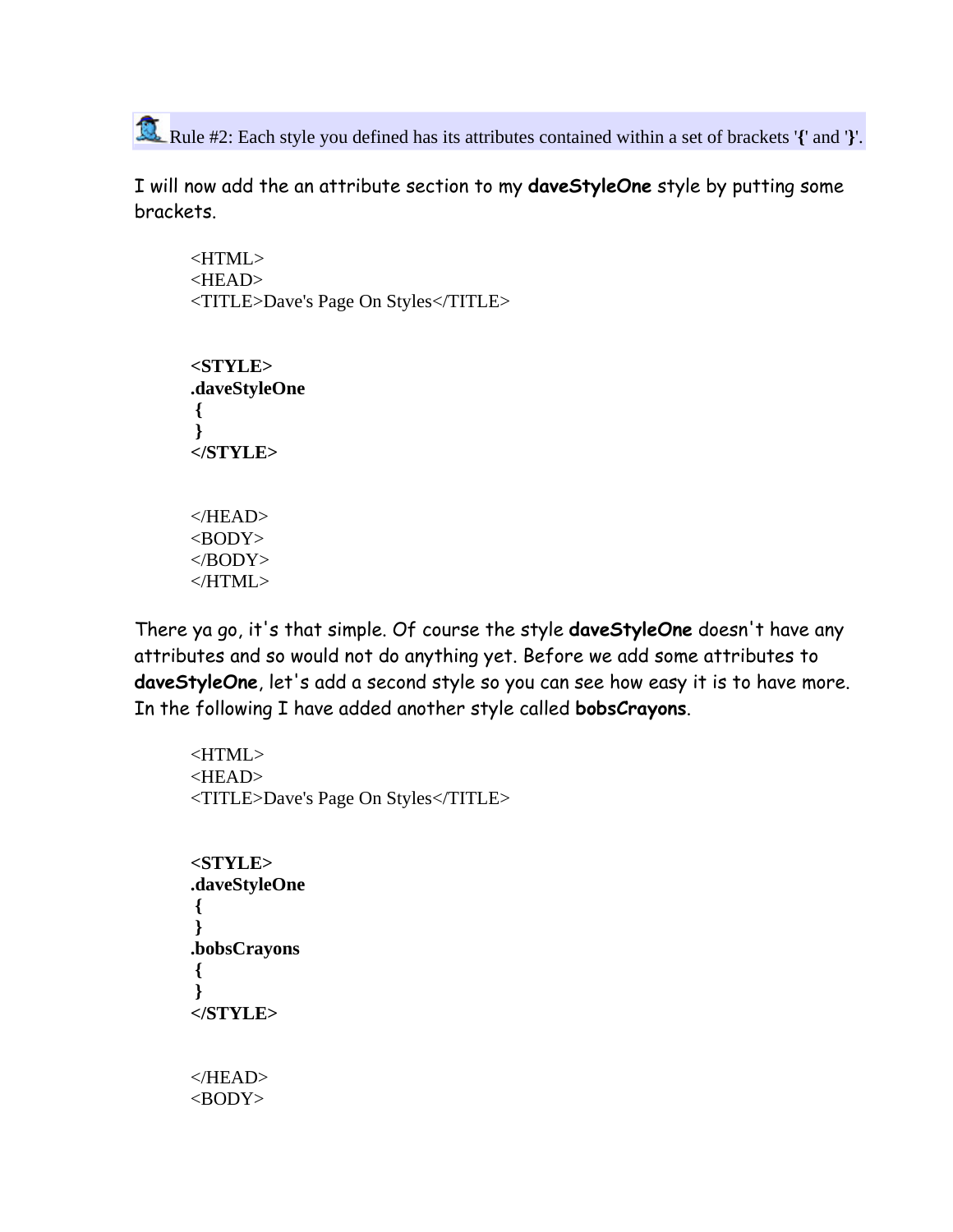Rule #2: Each style you defined has its attributes contained within a set of brackets '**{**' and '**}**'.

I will now add the an attribute section to my **daveStyleOne** style by putting some brackets.

```
<HTML>
<HEAD>
<TITLE>Dave's Page On Styles</TITLE>


<STYLE>
.daveStyleOne
 {
 }
</STYLE>


</HEAD>
<BODY>
</BODY>
</HTML>
```

There ya go, it's that simple. Of course the style **daveStyleOne** doesn't have any attributes and so would not do anything yet. Before we add some attributes to **daveStyleOne**, let's add a second style so you can see how easy it is to have more. In the following I have added another style called **bobsCrayons**.

```
<HTML>
<HEAD>
<TITLE>Dave's Page On Styles</TITLE>


<STYLE>
.daveStyleOne
 {
 }
.bobsCrayons
 {
 }
</STYLE>


</HEAD>
<BODY>
```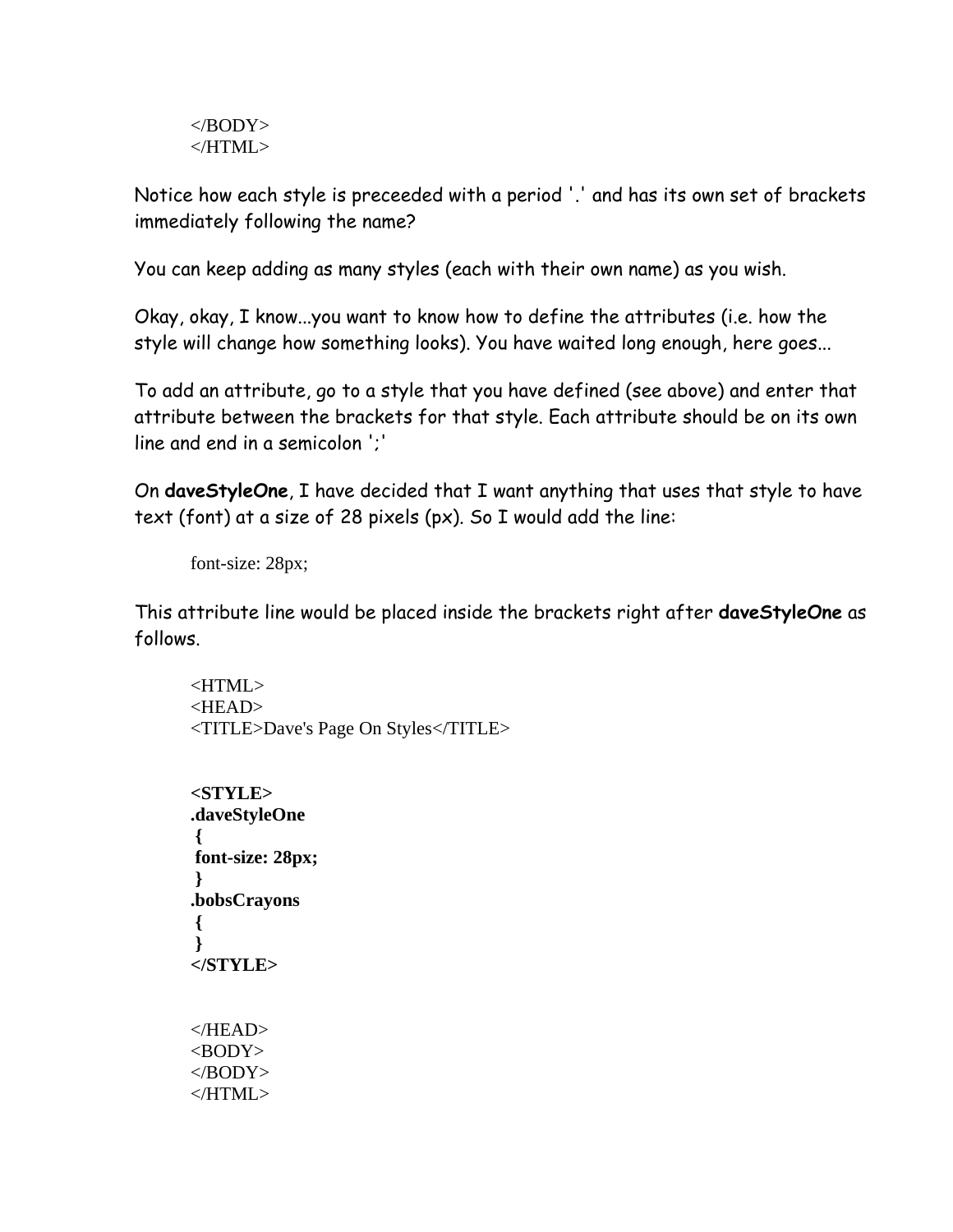```
</BODY>
</HTML>
```

Notice how each style is preceeded with a period '.' and has its own set of brackets immediately following the name?

You can keep adding as many styles (each with their own name) as you wish.

Okay, okay, I know...you want to know how to define the attributes (i.e. how the style will change how something looks). You have waited long enough, here goes...

To add an attribute, go to a style that you have defined (see above) and enter that attribute between the brackets for that style. Each attribute should be on its own line and end in a semicolon ';'

On **daveStyleOne**, I have decided that I want anything that uses that style to have text (font) at a size of 28 pixels (px). So I would add the line:

```
font-size: 28px;
```

This attribute line would be placed inside the brackets right after **daveStyleOne** as follows.

```
<HTML>
<HEAD>
<TITLE>Dave's Page On Styles</TITLE>


<STYLE>
.daveStyleOne
 {
 font-size: 28px;
 }
.bobsCrayons
 {
 }
</STYLE>


</HEAD>
<BODY>
</BODY>
</HTML>
```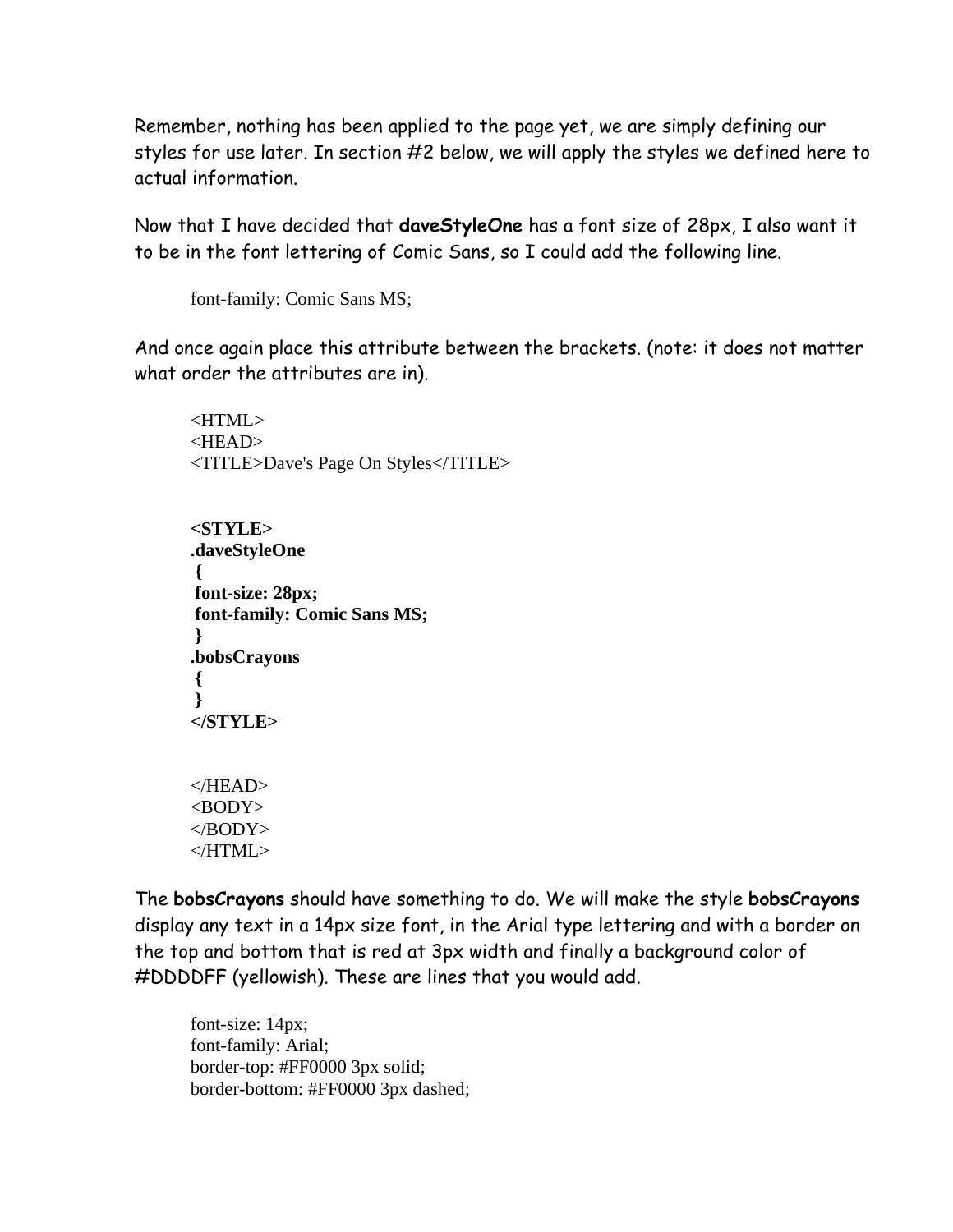Remember, nothing has been applied to the page yet, we are simply defining our styles for use later. In section #2 below, we will apply the styles we defined here to actual information.

Now that I have decided that **daveStyleOne** has a font size of 28px, I also want it to be in the font lettering of Comic Sans, so I could add the following line.

```
font-family: Comic Sans MS;
```

And once again place this attribute between the brackets. (note: it does not matter what order the attributes are in).

```
<HTML>
<HEAD>
<TITLE>Dave's Page On Styles</TITLE>


<STYLE>
.daveStyleOne
 {
 font-size: 28px;
 font-family: Comic Sans MS;
 }
.bobsCrayons
 {
 }
</STYLE>


</HEAD>
<BODY>
</BODY>
</HTML>
```

The **bobsCrayons** should have something to do. We will make the style **bobsCrayons** display any text in a 14px size font, in the Arial type lettering and with a border on the top and bottom that is red at 3px width and finally a background color of #DDDDFF (yellowish). These are lines that you would add.

```
font-size: 14px;
font-family: Arial;
border-top: #FF0000 3px solid;
border-bottom: #FF0000 3px dashed;
```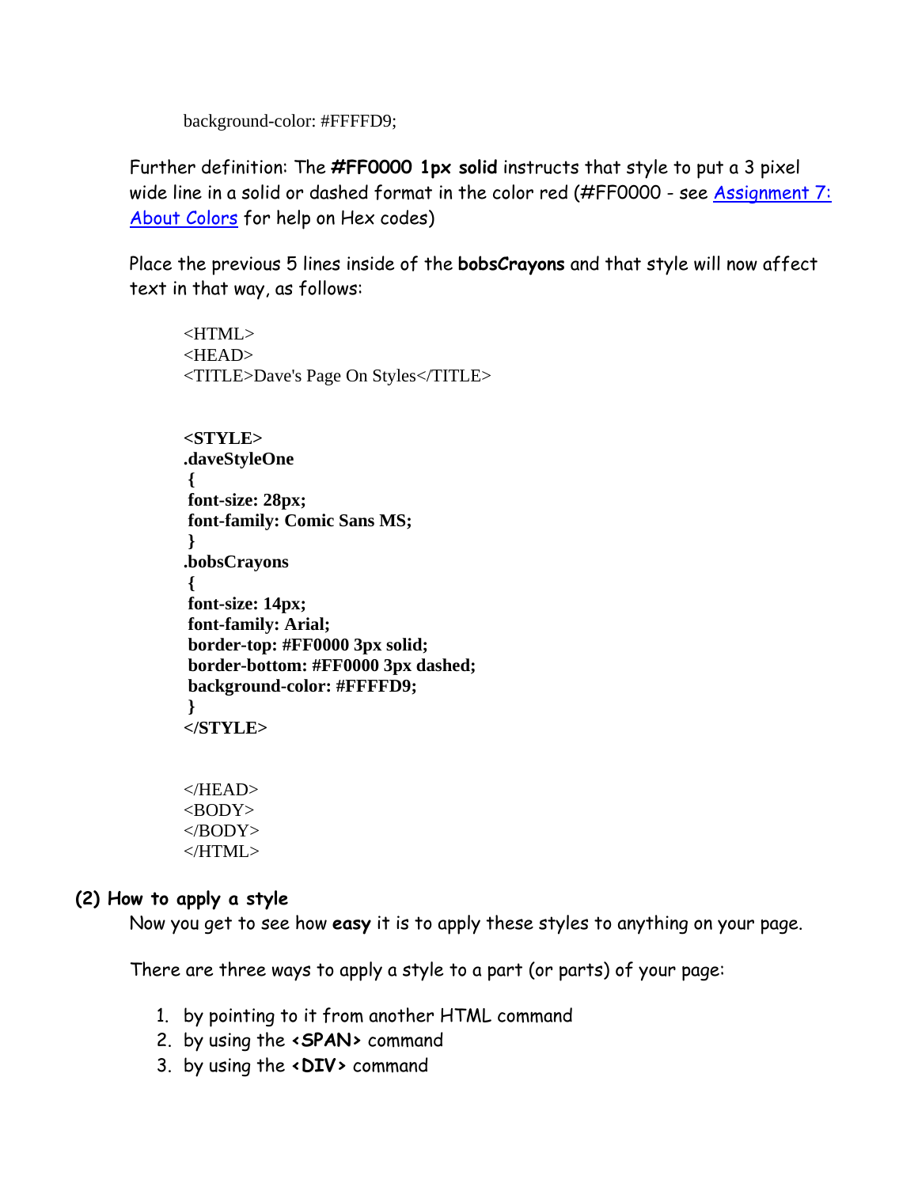```
background-color: #FFFFD9;
```

Further definition: The **#FF0000 1px solid** instructs that style to put a 3 pixel wide line in a solid or dashed format in the color red (#FF0000 - see [Assignment 7: About Colors]() for help on Hex codes)

Place the previous 5 lines inside of the **bobsCrayons** and that style will now affect text in that way, as follows:

```
<HTML>
<HEAD>
<TITLE>Dave's Page On Styles</TITLE>


<STYLE>
.daveStyleOne
 {
 font-size: 28px;
 font-family: Comic Sans MS;
 }
.bobsCrayons
 {
 font-size: 14px;
 font-family: Arial;
 border-top: #FF0000 3px solid;
 border-bottom: #FF0000 3px dashed;
 background-color: #FFFFD9;
 }
</STYLE>


</HEAD>
<BODY>
</BODY>
</HTML>
```

### (2) How to apply a style

Now you get to see how **easy** it is to apply these styles to anything on your page.

There are three ways to apply a style to a part (or parts) of your page:

1. by pointing to it from another HTML command
2. by using the **<SPAN>** command
3. by using the **<DIV>** command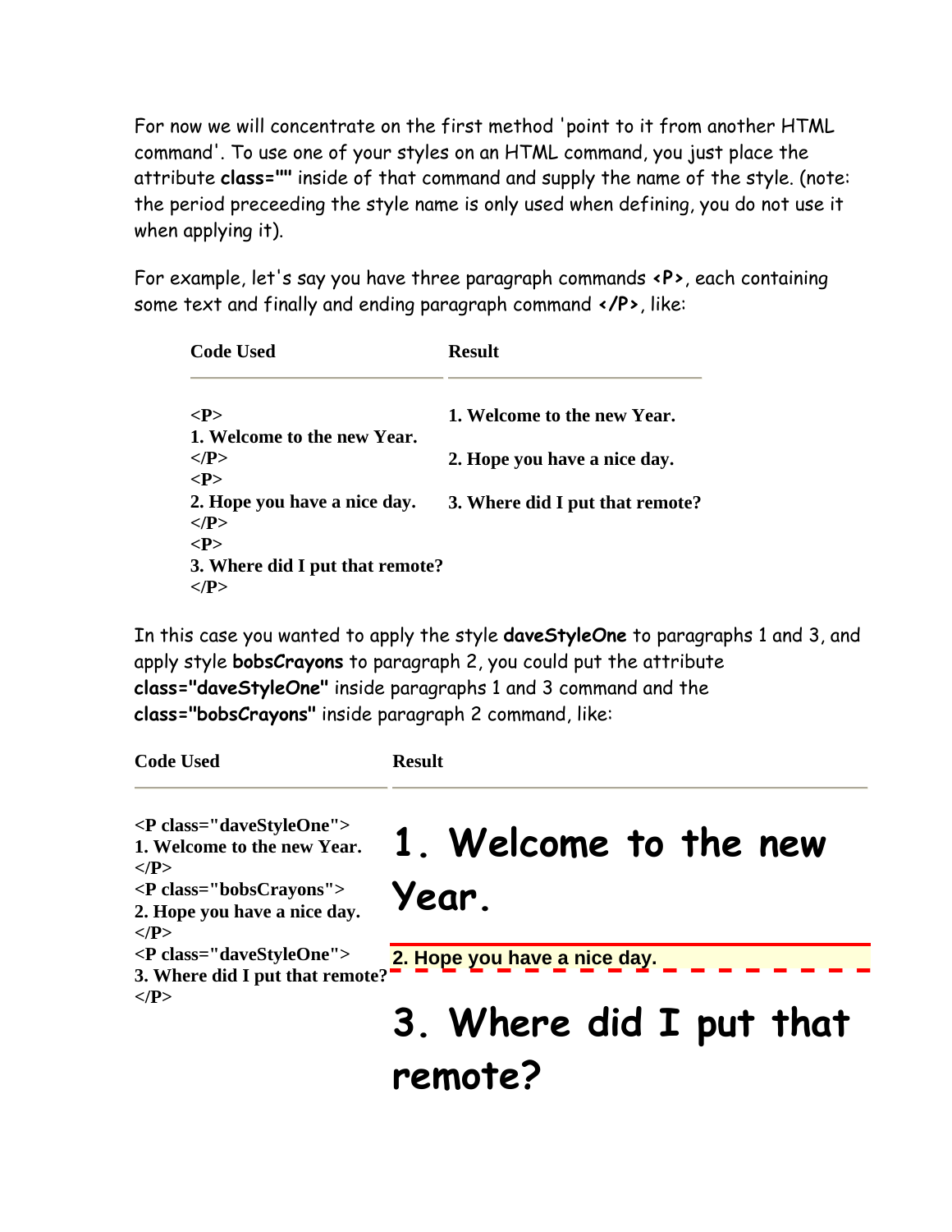For now we will concentrate on the first method 'point to it from another HTML command'. To use one of your styles on an HTML command, you just place the attribute **class=""** inside of that command and supply the name of the style. (note: the period preceeding the style name is only used when defining, you do not use it when applying it).

For example, let's say you have three paragraph commands **<P>**, each containing some text and finally and ending paragraph command **</P>**, like:

| Code Used | Result |
|---|---|
| **<P><br>1. Welcome to the new Year.<br></P><br><P><br>2. Hope you have a nice day.<br></P><br><P><br>3. Where did I put that remote?<br></P>** | **1. Welcome to the new Year.**<br><br>**2. Hope you have a nice day.**<br><br>**3. Where did I put that remote?** |

In this case you wanted to apply the style **daveStyleOne** to paragraphs 1 and 3, and apply style **bobsCrayons** to paragraph 2, you could put the attribute **class="daveStyleOne"** inside paragraphs 1 and 3 command and the **class="bobsCrayons"** inside paragraph 2 command, like:

| Code Used | Result |
|---|---|
| **<P class="daveStyleOne"><br>1. Welcome to the new Year.<br></P><br><P class="bobsCrayons"><br>2. Hope you have a nice day.<br></P><br><P class="daveStyleOne"><br>3. Where did I put that remote?<br></P>** | **1. Welcome to the new Year.**<br><br>**2. Hope you have a nice day.**<br><br>**3. Where did I put that remote?** |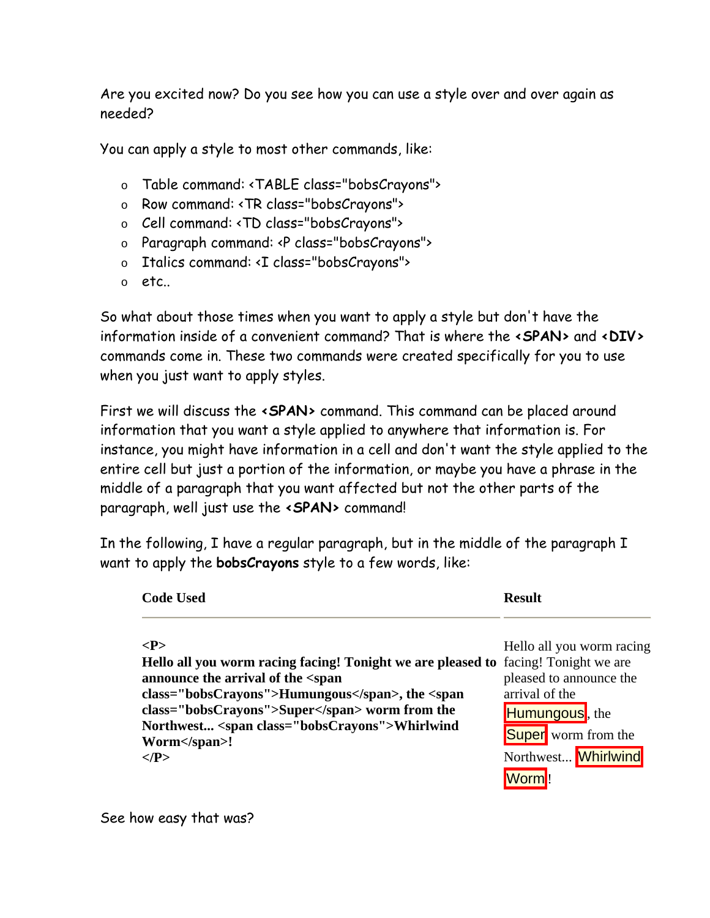Are you excited now? Do you see how you can use a style over and over again as needed?

You can apply a style to most other commands, like:

- Table command: <TABLE class="bobsCrayons">
- Row command: <TR class="bobsCrayons">
- Cell command: <TD class="bobsCrayons">
- Paragraph command: <P class="bobsCrayons">
- Italics command: <I class="bobsCrayons">
- etc..

So what about those times when you want to apply a style but don't have the information inside of a convenient command? That is where the **<SPAN>** and **<DIV>** commands come in. These two commands were created specifically for you to use when you just want to apply styles.

First we will discuss the **<SPAN>** command. This command can be placed around information that you want a style applied to anywhere that information is. For instance, you might have information in a cell and don't want the style applied to the entire cell but just a portion of the information, or maybe you have a phrase in the middle of a paragraph that you want affected but not the other parts of the paragraph, well just use the **<SPAN>** command!

In the following, I have a regular paragraph, but in the middle of the paragraph I want to apply the **bobsCrayons** style to a few words, like:

| Code Used | Result |
| --- | --- |
| **<P>**<br>**Hello all you worm racing facing! Tonight we are pleased to announce the arrival of the <span class="bobsCrayons">Humungous</span>, the <span class="bobsCrayons">Super</span> worm from the Northwest... <span class="bobsCrayons">Whirlwind Worm</span>!**<br>**</P>** | Hello all you worm racing facing! Tonight we are pleased to announce the arrival of the Humungous, the Super worm from the Northwest... Whirlwind Worm! |

See how easy that was?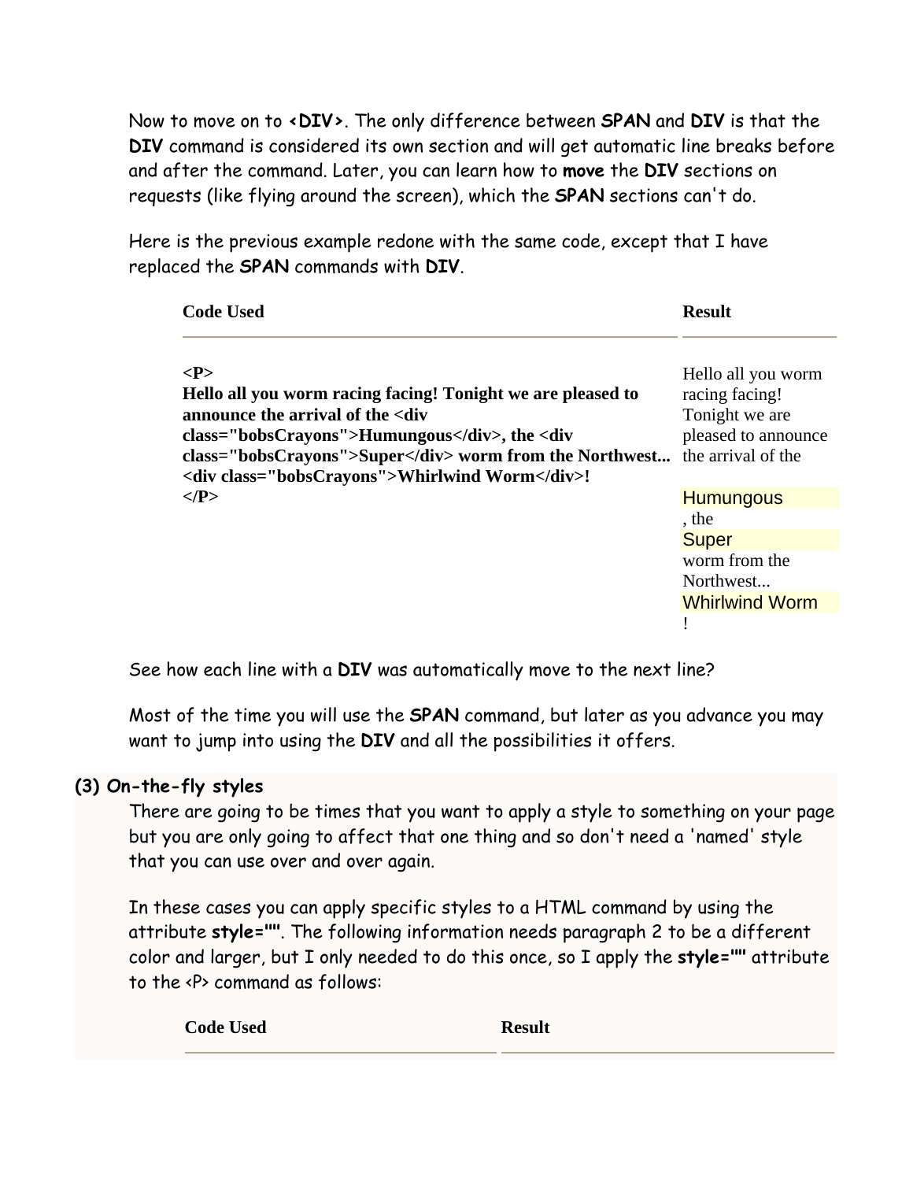Now to move on to **<DIV>**. The only difference between **SPAN** and **DIV** is that the **DIV** command is considered its own section and will get automatic line breaks before and after the command. Later, you can learn how to **move** the **DIV** sections on requests (like flying around the screen), which the **SPAN** sections can't do.

Here is the previous example redone with the same code, except that I have replaced the **SPAN** commands with **DIV**.

| Code Used | Result |
|---|---|
| **<P><br>Hello all you worm racing facing! Tonight we are pleased to announce the arrival of the <div class="bobsCrayons">Humungous</div>, the <div class="bobsCrayons">Super</div> worm from the Northwest... <div class="bobsCrayons">Whirlwind Worm</div>!<br></P>** | Hello all you worm racing facing! Tonight we are pleased to announce the arrival of the<br>Humungous<br>, the<br>Super<br>worm from the Northwest...<br>Whirlwind Worm<br>! |

See how each line with a **DIV** was automatically move to the next line?

Most of the time you will use the **SPAN** command, but later as you advance you may want to jump into using the **DIV** and all the possibilities it offers.

### (3) On-the-fly styles

There are going to be times that you want to apply a style to something on your page but you are only going to affect that one thing and so don't need a 'named' style that you can use over and over again.

In these cases you can apply specific styles to a HTML command by using the attribute **style=""**. The following information needs paragraph 2 to be a different color and larger, but I only needed to do this once, so I apply the **style=""** attribute to the <P> command as follows:

| Code Used | Result |
|---|---|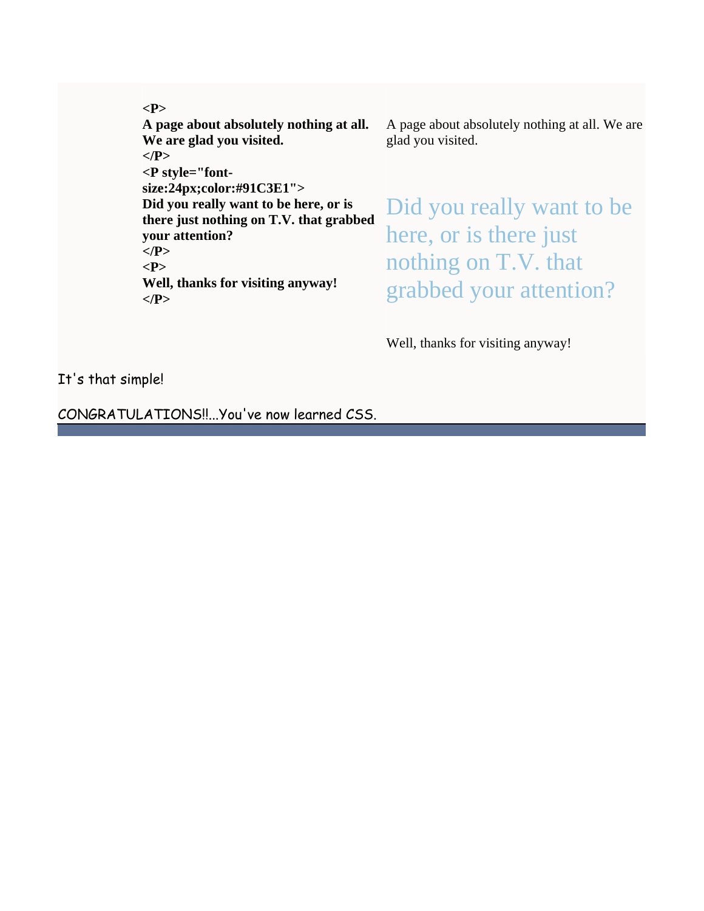```
<P>
A page about absolutely nothing at all. We are glad you visited.
</P>
<P style="font-size:24px;color:#91C3E1">
Did you really want to be here, or is there just nothing on T.V. that grabbed your attention?
</P>
<P>
Well, thanks for visiting anyway!
</P>
```

A page about absolutely nothing at all. We are glad you visited.

Did you really want to be here, or is there just nothing on T.V. that grabbed your attention?

Well, thanks for visiting anyway!

It's that simple!

CONGRATULATIONS!!...You've now learned CSS.